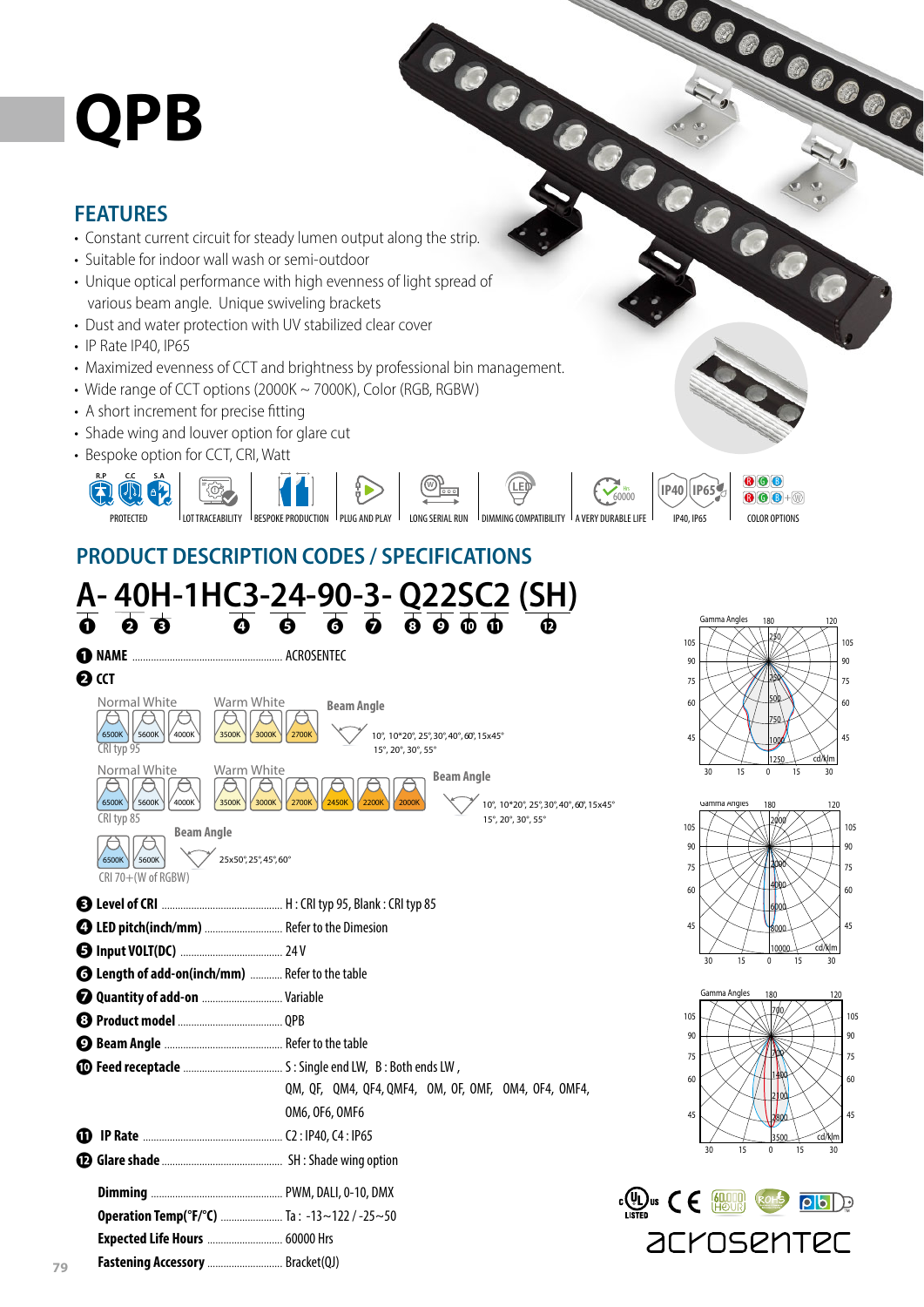# QPB

## FEATURES

- Constant current circuit for steady lumen output along the strip.
- Suitable for indoor wall wash or semi-outdoor
- Unique optical performance with high evenness of light spread of various beam angle. Unique swiveling brackets
- Dust and water protection with UV stabilized clear cover
- IP Rate IP40, IP65
- Maximized evenness of CCT and brightness by professional bin management.
- Wide range of CCT options (2000K ~ 7000K), Color (RGB, RGBW)
- A short increment for precise fitting
- Shade wing and louver option for glare cut
- Bespoke option for CCT, CRI, Watt

R.P C.C S.A PROTECTED | LOT TRACEABILITY | BESPOKE PRODUCTION | PLUG AND PLAY | LONG SERIAL RUN | DIMMING COMPATIBILITY | A VERY DURABLE LIFE | IP40, IP65 | COLOR OPTIONS

## PRODUCT DESCRIPTION CODES / SPECIFICATIONS

**A- 40H-1HC3-24-90-3- Q22SC2 (SH)**

❶ ❷ ❸ ❹ ❺ ❻ ❼ ❽ ❾ ❿ ⓫ ⓬

❶ **NAME** ........ ACROSENTEC

❷ **CCT**

Normal White: 6500K, 5600K, 4000K — Warm White: 3500K, 3000K, 2700K
CRI typ 95
Beam Angle: 10°, 10°*20°, 25°, 30°, 40°, 60°, 15x45°, 15°, 20°, 30°, 55°

Normal White: 6500K, 5600K, 4000K — Warm White: 3500K, 3000K, 2700K, 2450K, 2200K, 2000K
CRI typ 85
Beam Angle: 10°, 10°*20°, 25°, 30°, 40°, 60°, 15x45°, 15°, 20°, 30°, 55°

6500K, 5600K
CRI 70+(W of RGBW)
Beam Angle: 25x50°, 25°, 45°, 60°

❸ **Level of CRI** ........ H : CRI typ 95, Blank : CRI typ 85

❹ **LED pitch(inch/mm)** ........ Refer to the Dimesion

❺ **Input VOLT(DC)** ........ 24 V

❻ **Length of add-on(inch/mm)** ........ Refer to the table

❼ **Quantity of add-on** ........ Variable

❽ **Product model** ........ QPB

❾ **Beam Angle** ........ Refer to the table

❿ **Feed receptacle** ........ S : Single end LW, B : Both ends LW , QM, QF, QM4, QF4, QMF4, OM, OF, OMF, OM4, OF4, OMF4, OM6, OF6, OMF6

⓫ **IP Rate** ........ C2 : IP40, C4 : IP65

⓬ **Glare shade** ........ SH : Shade wing option

**Dimming** ........ PWM, DALI, 0-10, DMX

**Operation Temp(°F/°C)** ........ Ta : -13~122 / -25~50

**Expected Life Hours** ........ 60000 Hrs

**Fastening Accessory** ........ Bracket(QJ)

Gamma Angles 180 120; 105, 90, 75, 60, 45; 30 15 0 15 30; 250, 250, 500, 750, 1000, 1250 cd/klm

Gamma Angles 180 120; 105, 90, 75, 60, 45; 30 15 0 15 30; 2000, 2000, 4000, 6000, 8000, 10000 cd/klm

Gamma Angles 180 120; 105, 90, 75, 60, 45; 30 15 0 15 30; 700, 700, 1400, 2100, 2800, 3500 cd/klm

acrosentec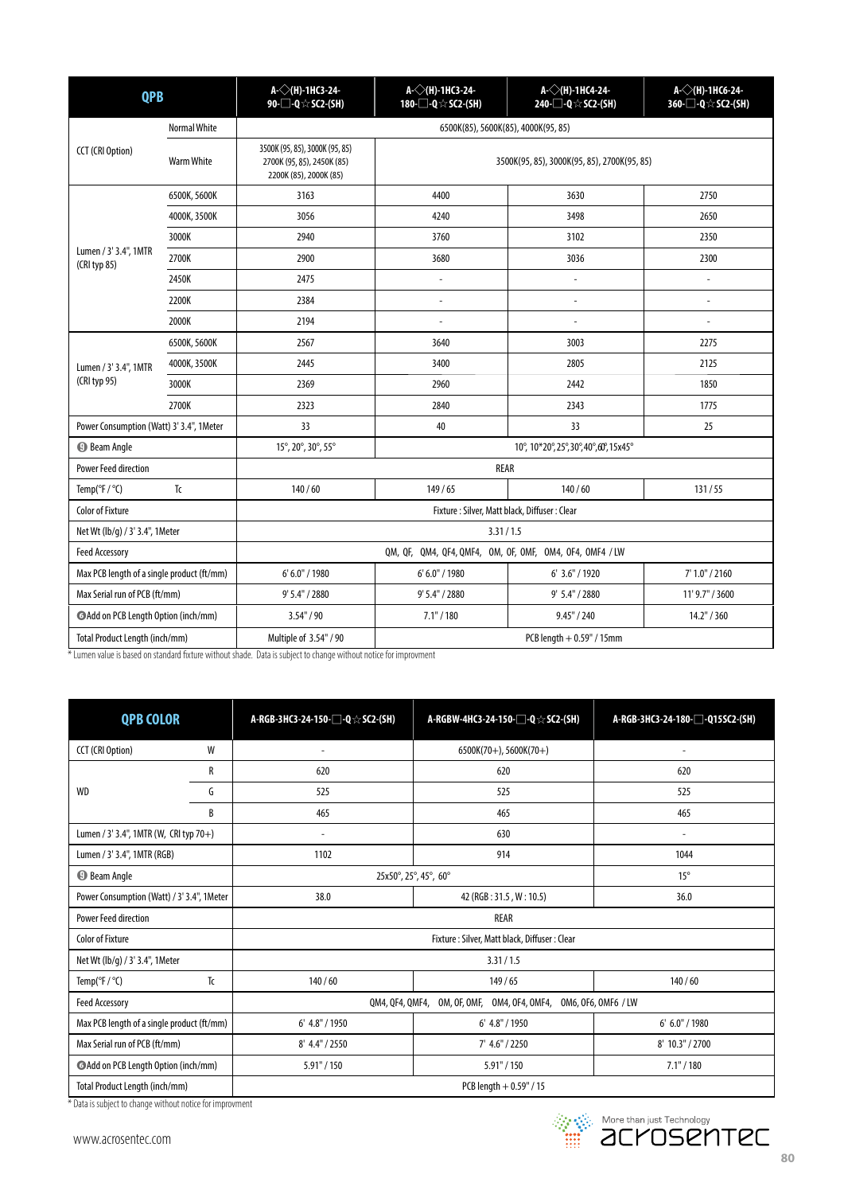| QPB | | A-◇(H)-1HC3-24-90-□-Q☆SC2-(SH) | A-◇(H)-1HC3-24-180-□-Q☆SC2-(SH) | A-◇(H)-1HC4-24-240-□-Q☆SC2-(SH) | A-◇(H)-1HC6-24-360-□-Q☆SC2-(SH) |
|---|---|---|---|---|---|
| CCT (CRI Option) | Normal White | 6500K(85), 5600K(85), 4000K(95, 85) | | | |
| | Warm White | 3500K (95, 85), 3000K (95, 85) 2700K (95, 85), 2450K (85) 2200K (85), 2000K (85) | 3500K(95, 85), 3000K(95, 85), 2700K(95, 85) | | |
| Lumen / 3' 3.4", 1MTR (CRI typ 85) | 6500K, 5600K | 3163 | 4400 | 3630 | 2750 |
| | 4000K, 3500K | 3056 | 4240 | 3498 | 2650 |
| | 3000K | 2940 | 3760 | 3102 | 2350 |
| | 2700K | 2900 | 3680 | 3036 | 2300 |
| | 2450K | 2475 | - | - | - |
| | 2200K | 2384 | - | - | - |
| | 2000K | 2194 | - | - | - |
| Lumen / 3' 3.4", 1MTR (CRI typ 95) | 6500K, 5600K | 2567 | 3640 | 3003 | 2275 |
| | 4000K, 3500K | 2445 | 3400 | 2805 | 2125 |
| | 3000K | 2369 | 2960 | 2442 | 1850 |
| | 2700K | 2323 | 2840 | 2343 | 1775 |
| Power Consumption (Watt) 3' 3.4", 1Meter | | 33 | 40 | 33 | 25 |
| ❾ Beam Angle | | 15°, 20°, 30°, 55° | 10°, 10*20°, 25°, 30°, 40°, 60°, 15x45° | | |
| Power Feed direction | | REAR | | | |
| Temp(°F / °C) | Tc | 140 / 60 | 149 / 65 | 140 / 60 | 131 / 55 |
| Color of Fixture | | Fixture : Silver, Matt black, Diffuser : Clear | | | |
| Net Wt (lb/g) / 3' 3.4", 1Meter | | 3.31 / 1.5 | | | |
| Feed Accessory | | QM, QF, QM4, QF4, QMF4, OM, OF, OMF, OM4, OF4, OMF4 / LW | | | |
| Max PCB length of a single product (ft/mm) | | 6' 6.0" / 1980 | 6' 6.0" / 1980 | 6' 3.6" / 1920 | 7' 1.0" / 2160 |
| Max Serial run of PCB (ft/mm) | | 9' 5.4" / 2880 | 9' 5.4" / 2880 | 9' 5.4" / 2880 | 11' 9.7" / 3600 |
| ❻Add on PCB Length Option (inch/mm) | | 3.54" / 90 | 7.1" / 180 | 9.45" / 240 | 14.2" / 360 |
| Total Product Length (inch/mm) | | Multiple of 3.54" / 90 | PCB length + 0.59" / 15mm | | |

* Lumen value is based on standard fixture without shade. Data is subject to change without notice for improvment

| QPB COLOR | | A-RGB-3HC3-24-150-□-Q☆SC2-(SH) | A-RGBW-4HC3-24-150-□-Q☆SC2-(SH) | A-RGB-3HC3-24-180-□-Q15SC2-(SH) |
|---|---|---|---|---|
| CCT (CRI Option) | W | - | 6500K(70+), 5600K(70+) | - |
| WD | R | 620 | 620 | 620 |
| | G | 525 | 525 | 525 |
| | B | 465 | 465 | 465 |
| Lumen / 3' 3.4", 1MTR (W, CRI typ 70+) | | - | 630 | - |
| Lumen / 3' 3.4", 1MTR (RGB) | | 1102 | 914 | 1044 |
| ❾ Beam Angle | | 25x50°, 25°, 45°, 60° | | 15° |
| Power Consumption (Watt) / 3' 3.4", 1Meter | | 38.0 | 42 (RGB : 31.5 , W : 10.5) | 36.0 |
| Power Feed direction | | REAR | | |
| Color of Fixture | | Fixture : Silver, Matt black, Diffuser : Clear | | |
| Net Wt (lb/g) / 3' 3.4", 1Meter | | 3.31 / 1.5 | | |
| Temp(°F / °C) | Tc | 140 / 60 | 149 / 65 | 140 / 60 |
| Feed Accessory | | QM4, QF4, QMF4, OM, OF, OMF, OM4, OF4, OMF4, OM6, OF6, OMF6 / LW | | |
| Max PCB length of a single product (ft/mm) | | 6' 4.8" / 1950 | 6' 4.8" / 1950 | 6' 6.0" / 1980 |
| Max Serial run of PCB (ft/mm) | | 8' 4.4" / 2550 | 7' 4.6" / 2250 | 8' 10.3" / 2700 |
| ❻Add on PCB Length Option (inch/mm) | | 5.91" / 150 | 5.91" / 150 | 7.1" / 180 |
| Total Product Length (inch/mm) | | PCB length + 0.59" / 15 | | |

* Data is subject to change without notice for improvment

www.acrosentec.com

More than just Technology
acrosentec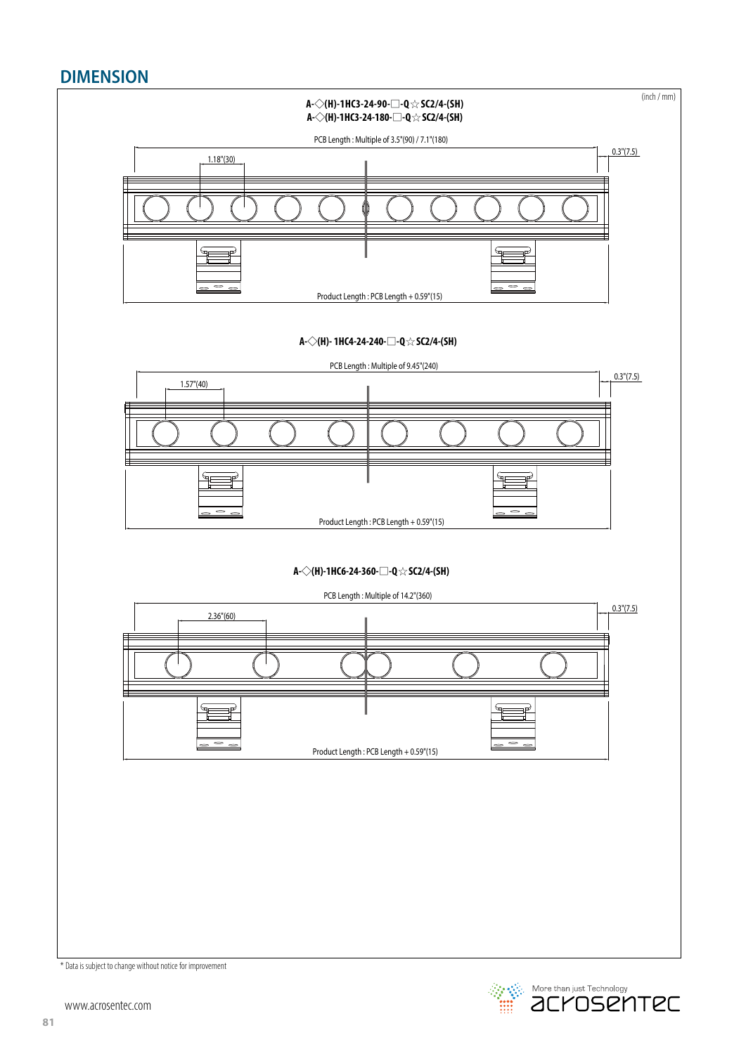## DIMENSION

(inch / mm)

**A-◇(H)-1HC3-24-90-□-Q☆SC2/4-(SH)**
**A-◇(H)-1HC3-24-180-□-Q☆SC2/4-(SH)**

PCB Length : Multiple of 3.5"(90) / 7.1"(180)

1.18"(30)

0.3"(7.5)

Product Length : PCB Length + 0.59"(15)

**A-◇(H)- 1HC4-24-240-□-Q☆SC2/4-(SH)**

PCB Length : Multiple of 9.45"(240)

1.57"(40)

0.3"(7.5)

Product Length : PCB Length + 0.59"(15)

**A-◇(H)-1HC6-24-360-□-Q☆SC2/4-(SH)**

PCB Length : Multiple of 14.2"(360)

2.36"(60)

0.3"(7.5)

Product Length : PCB Length + 0.59"(15)

* Data is subject to change without notice for improvement

www.acrosentec.com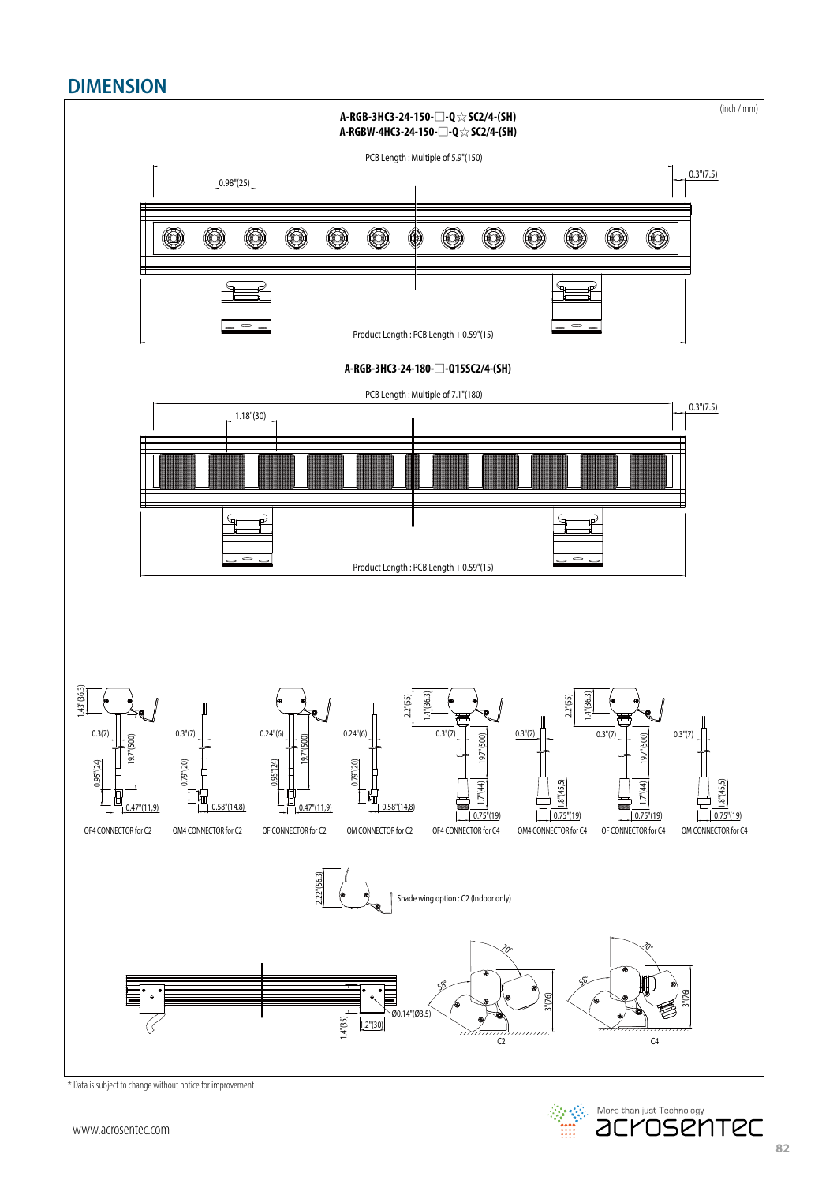## DIMENSION

(inch / mm)

**A-RGB-3HC3-24-150-□-Q☆SC2/4-(SH)**
**A-RGBW-4HC3-24-150-□-Q☆SC2/4-(SH)**

PCB Length : Multiple of 5.9"(150)

0.98"(25)

0.3"(7.5)

Product Length : PCB Length + 0.59"(15)

**A-RGB-3HC3-24-180-□-Q15SC2/4-(SH)**

PCB Length : Multiple of 7.1"(180)

1.18"(30)

0.3"(7.5)

Product Length : PCB Length + 0.59"(15)

1.43"(36.3)
0.3"(7)
19.7"(500)
0.95"(24)
0.47"(11,9)
QF4 CONNECTOR for C2

0.3"(7)
0.79"(20)
0.58"(14.8)
QM4 CONNECTOR for C2

0.24"(6)
19.7"(500)
0.95"(24)
0.47"(11,9)
QF CONNECTOR for C2

0.24"(6)
0.79"(20)
0.58"(14,8)
QM CONNECTOR for C2

2.2"(55)
1.4"(36.3)
0.3"(7)
19.7"(500)
1.7"(44)
0.75"(19)
OF4 CONNECTOR for C4

0.3"(7)
1.8"(45,5)
0.75"(19)
OM4 CONNECTOR for C4

2.2"(55)
1.4"(36.3)
0.3"(7)
19.7"(500)
1.7"(44)
0.75"(19)
OF CONNECTOR for C4

0.3"(7)
1.8"(45,5)
0.75"(19)
OM CONNECTOR for C4

2.22"(56.3)
Shade wing option : C2 (Indoor only)

1.4"(35)
1.2"(30)
Ø0.14"(Ø3.5)

70°
58°
3"(76)
C2

70°
58°
3"(76)
C4

* Data is subject to change without notice for improvement

www.acrosentec.com